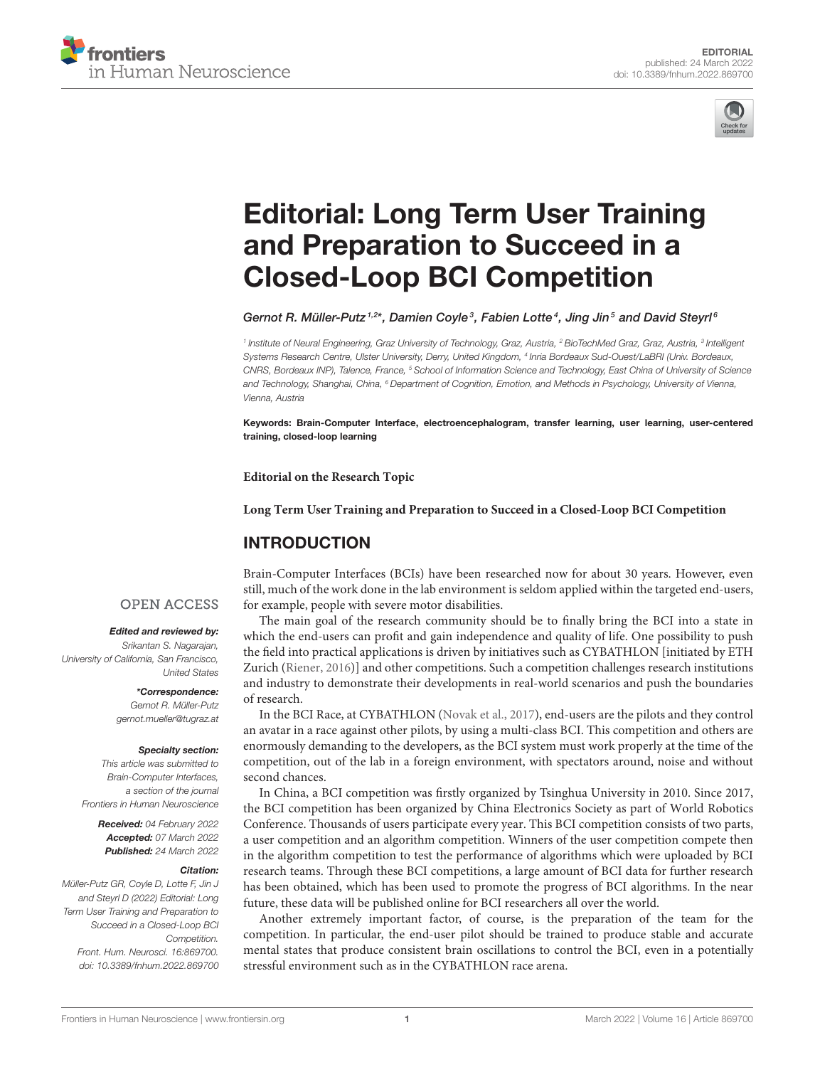EDITORIAL
published: 24 March 2022
doi: 10.3389/fnhum.2022.869700

# Editorial: Long Term User Training and Preparation to Succeed in a Closed-Loop BCI Competition

Gernot R. Müller-Putz[1,2]*, Damien Coyle[3], Fabien Lotte[4], Jing Jin[5] and David Steyrl[6]

[1] Institute of Neural Engineering, Graz University of Technology, Graz, Austria, [2] BioTechMed Graz, Graz, Austria, [3] Intelligent Systems Research Centre, Ulster University, Derry, United Kingdom, [4] Inria Bordeaux Sud-Ouest/LaBRI (Univ. Bordeaux, CNRS, Bordeaux INP), Talence, France, [5] School of Information Science and Technology, East China of University of Science and Technology, Shanghai, China, [6] Department of Cognition, Emotion, and Methods in Psychology, University of Vienna, Vienna, Austria

**Keywords: Brain-Computer Interface, electroencephalogram, transfer learning, user learning, user-centered training, closed-loop learning**

**Editorial on the Research Topic**

**Long Term User Training and Preparation to Succeed in a Closed-Loop BCI Competition**

OPEN ACCESS

***Edited and reviewed by:***
*Srikantan S. Nagarajan,
University of California, San Francisco,
United States*

***\*Correspondence:***
*Gernot R. Müller-Putz
gernot.mueller@tugraz.at*

***Specialty section:***
*This article was submitted to
Brain-Computer Interfaces,
a section of the journal
Frontiers in Human Neuroscience*

***Received:*** *04 February 2022*
***Accepted:*** *07 March 2022*
***Published:*** *24 March 2022*

***Citation:***
*Müller-Putz GR, Coyle D, Lotte F, Jin J and Steyrl D (2022) Editorial: Long Term User Training and Preparation to Succeed in a Closed-Loop BCI Competition. Front. Hum. Neurosci. 16:869700. doi: 10.3389/fnhum.2022.869700*

## INTRODUCTION

Brain-Computer Interfaces (BCIs) have been researched now for about 30 years. However, even still, much of the work done in the lab environment is seldom applied within the targeted end-users, for example, people with severe motor disabilities.

The main goal of the research community should be to finally bring the BCI into a state in which the end-users can profit and gain independence and quality of life. One possibility to push the field into practical applications is driven by initiatives such as CYBATHLON [initiated by ETH Zurich (Riener, 2016)] and other competitions. Such a competition challenges research institutions and industry to demonstrate their developments in real-world scenarios and push the boundaries of research.

In the BCI Race, at CYBATHLON (Novak et al., 2017), end-users are the pilots and they control an avatar in a race against other pilots, by using a multi-class BCI. This competition and others are enormously demanding to the developers, as the BCI system must work properly at the time of the competition, out of the lab in a foreign environment, with spectators around, noise and without second chances.

In China, a BCI competition was firstly organized by Tsinghua University in 2010. Since 2017, the BCI competition has been organized by China Electronics Society as part of World Robotics Conference. Thousands of users participate every year. This BCI competition consists of two parts, a user competition and an algorithm competition. Winners of the user competition compete then in the algorithm competition to test the performance of algorithms which were uploaded by BCI research teams. Through these BCI competitions, a large amount of BCI data for further research has been obtained, which has been used to promote the progress of BCI algorithms. In the near future, these data will be published online for BCI researchers all over the world.

Another extremely important factor, of course, is the preparation of the team for the competition. In particular, the end-user pilot should be trained to produce stable and accurate mental states that produce consistent brain oscillations to control the BCI, even in a potentially stressful environment such as in the CYBATHLON race arena.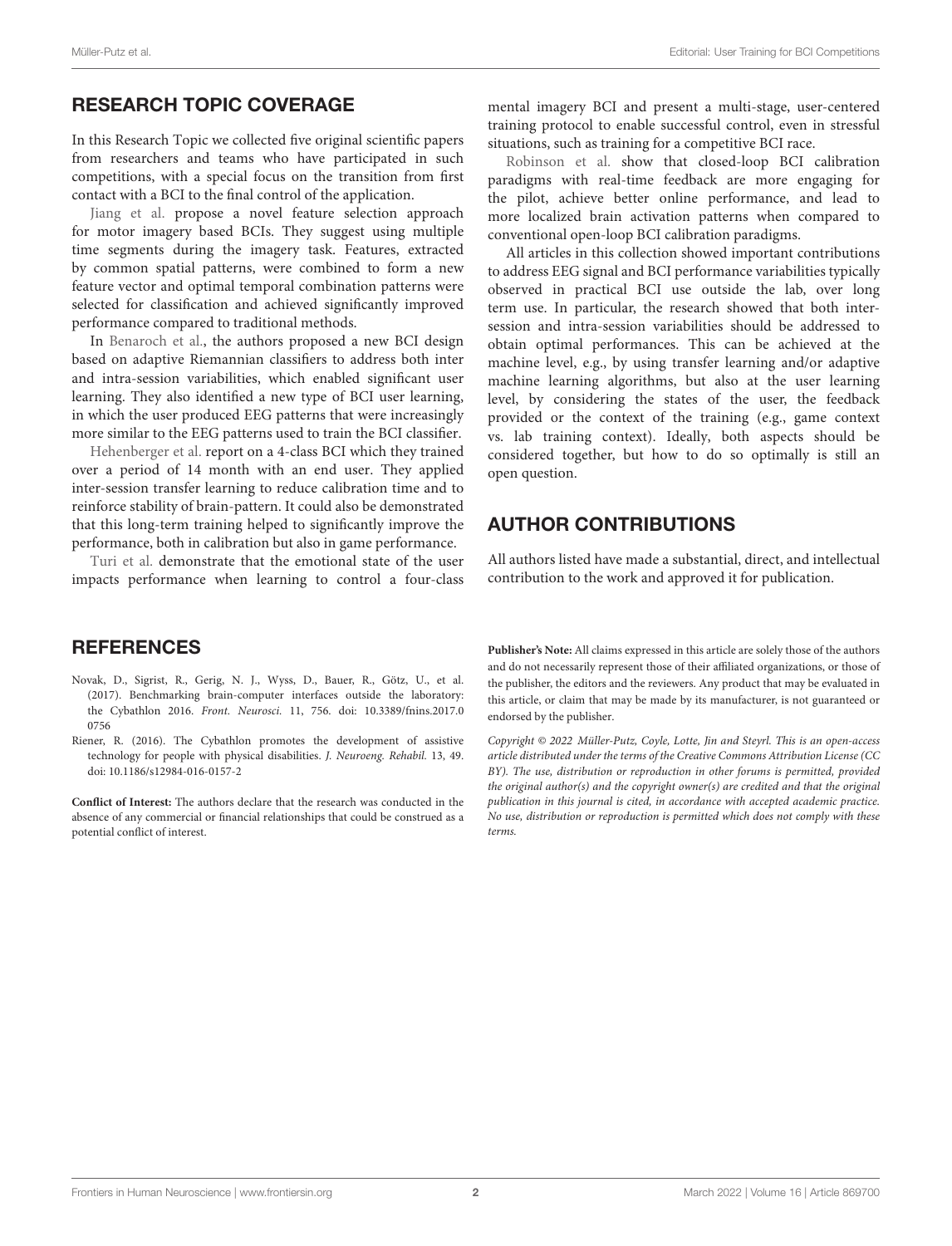## RESEARCH TOPIC COVERAGE

In this Research Topic we collected five original scientific papers from researchers and teams who have participated in such competitions, with a special focus on the transition from first contact with a BCI to the final control of the application.

Jiang et al. propose a novel feature selection approach for motor imagery based BCIs. They suggest using multiple time segments during the imagery task. Features, extracted by common spatial patterns, were combined to form a new feature vector and optimal temporal combination patterns were selected for classification and achieved significantly improved performance compared to traditional methods.

In Benaroch et al., the authors proposed a new BCI design based on adaptive Riemannian classifiers to address both inter and intra-session variabilities, which enabled significant user learning. They also identified a new type of BCI user learning, in which the user produced EEG patterns that were increasingly more similar to the EEG patterns used to train the BCI classifier.

Hehenberger et al. report on a 4-class BCI which they trained over a period of 14 month with an end user. They applied inter-session transfer learning to reduce calibration time and to reinforce stability of brain-pattern. It could also be demonstrated that this long-term training helped to significantly improve the performance, both in calibration but also in game performance.

Turi et al. demonstrate that the emotional state of the user impacts performance when learning to control a four-class mental imagery BCI and present a multi-stage, user-centered training protocol to enable successful control, even in stressful situations, such as training for a competitive BCI race.

Robinson et al. show that closed-loop BCI calibration paradigms with real-time feedback are more engaging for the pilot, achieve better online performance, and lead to more localized brain activation patterns when compared to conventional open-loop BCI calibration paradigms.

All articles in this collection showed important contributions to address EEG signal and BCI performance variabilities typically observed in practical BCI use outside the lab, over long term use. In particular, the research showed that both inter-session and intra-session variabilities should be addressed to obtain optimal performances. This can be achieved at the machine level, e.g., by using transfer learning and/or adaptive machine learning algorithms, but also at the user learning level, by considering the states of the user, the feedback provided or the context of the training (e.g., game context vs. lab training context). Ideally, both aspects should be considered together, but how to do so optimally is still an open question.

## AUTHOR CONTRIBUTIONS

All authors listed have made a substantial, direct, and intellectual contribution to the work and approved it for publication.

## REFERENCES

Novak, D., Sigrist, R., Gerig, N. J., Wyss, D., Bauer, R., Götz, U., et al. (2017). Benchmarking brain-computer interfaces outside the laboratory: the Cybathlon 2016. *Front. Neurosci.* 11, 756. doi: 10.3389/fnins.2017.00756

Riener, R. (2016). The Cybathlon promotes the development of assistive technology for people with physical disabilities. *J. Neuroeng. Rehabil.* 13, 49. doi: 10.1186/s12984-016-0157-2

**Conflict of Interest:** The authors declare that the research was conducted in the absence of any commercial or financial relationships that could be construed as a potential conflict of interest.

**Publisher's Note:** All claims expressed in this article are solely those of the authors and do not necessarily represent those of their affiliated organizations, or those of the publisher, the editors and the reviewers. Any product that may be evaluated in this article, or claim that may be made by its manufacturer, is not guaranteed or endorsed by the publisher.

*Copyright © 2022 Müller-Putz, Coyle, Lotte, Jin and Steyrl. This is an open-access article distributed under the terms of the Creative Commons Attribution License (CC BY). The use, distribution or reproduction in other forums is permitted, provided the original author(s) and the copyright owner(s) are credited and that the original publication in this journal is cited, in accordance with accepted academic practice. No use, distribution or reproduction is permitted which does not comply with these terms.*